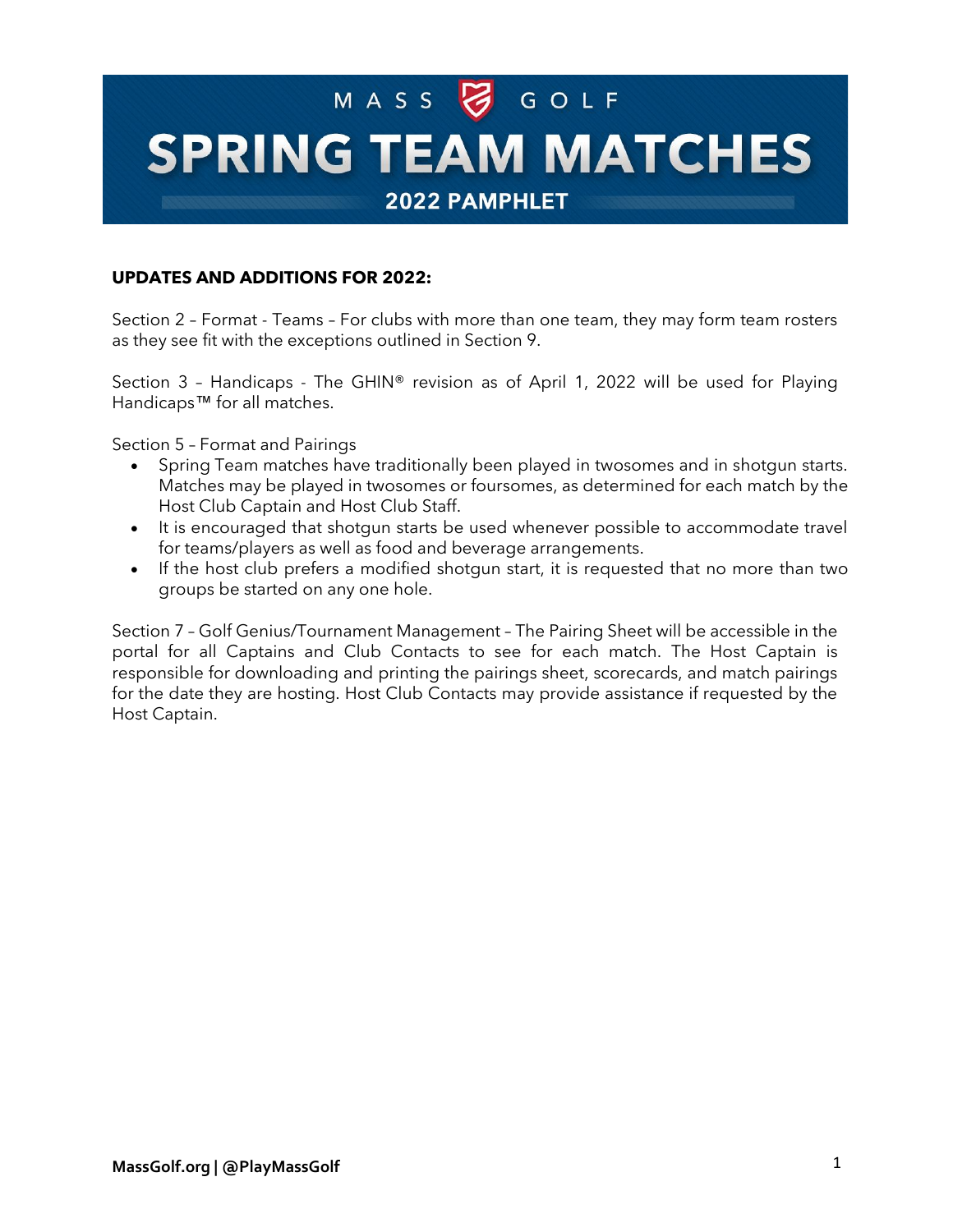MASS GOLF

# SPRING TEAM MATCHES

## 2022 PAMPHLET

**UPDATES AND ADDITIONS FOR 2022:**

Section 2 – Format - Teams – For clubs with more than one team, they may form team rosters as they see fit with the exceptions outlined in Section 9.

Section 3 – Handicaps - The GHIN® revision as of April 1, 2022 will be used for Playing Handicaps™ for all matches.

Section 5 – Format and Pairings

- Spring Team matches have traditionally been played in twosomes and in shotgun starts. Matches may be played in twosomes or foursomes, as determined for each match by the Host Club Captain and Host Club Staff.
- It is encouraged that shotgun starts be used whenever possible to accommodate travel for teams/players as well as food and beverage arrangements.
- If the host club prefers a modified shotgun start, it is requested that no more than two groups be started on any one hole.

Section 7 – Golf Genius/Tournament Management – The Pairing Sheet will be accessible in the portal for all Captains and Club Contacts to see for each match. The Host Captain is responsible for downloading and printing the pairings sheet, scorecards, and match pairings for the date they are hosting. Host Club Contacts may provide assistance if requested by the Host Captain.

**MassGolf.org | @PlayMassGolf**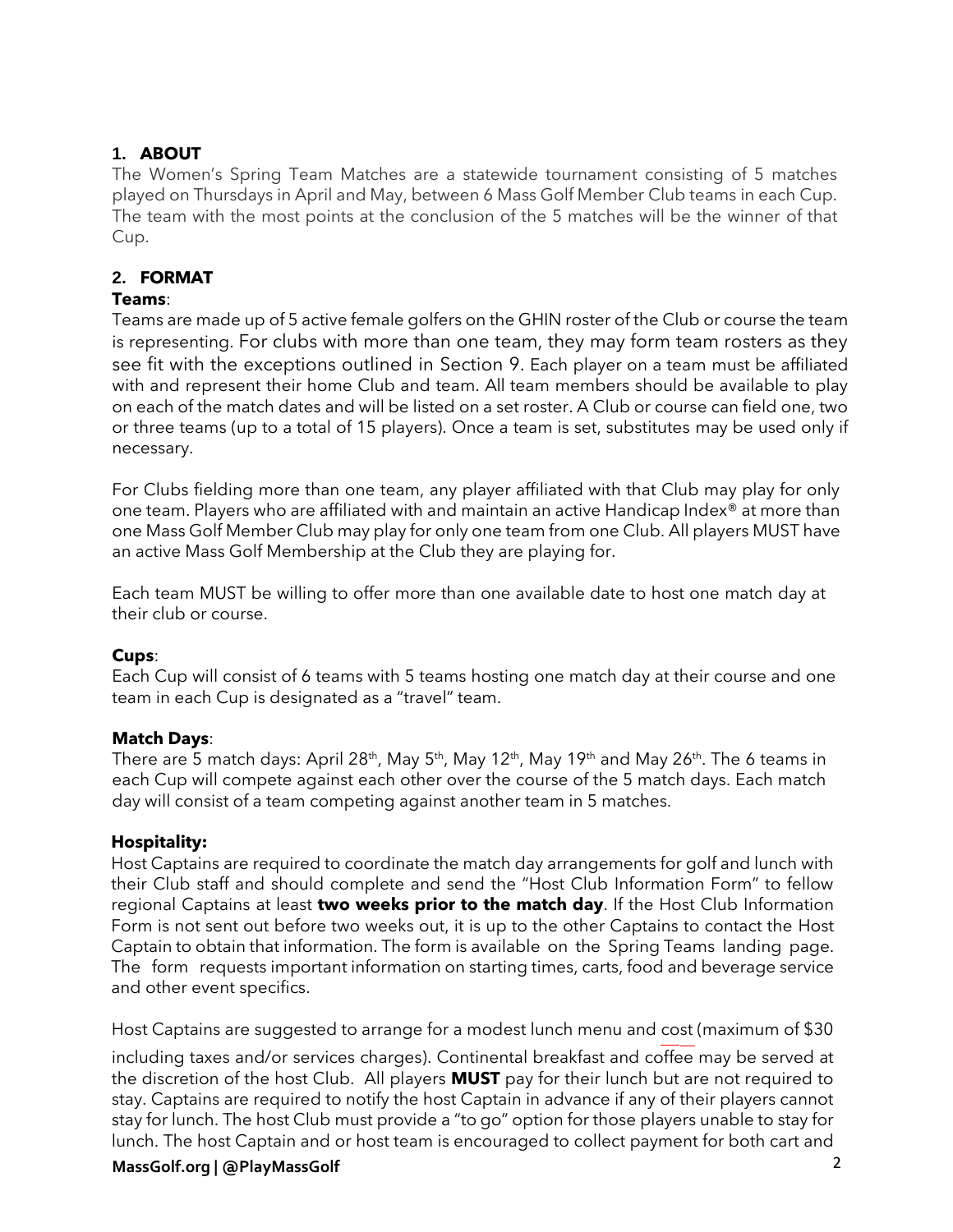## 1. ABOUT

The Women's Spring Team Matches are a statewide tournament consisting of 5 matches played on Thursdays in April and May, between 6 Mass Golf Member Club teams in each Cup. The team with the most points at the conclusion of the 5 matches will be the winner of that Cup.

## 2. FORMAT

**Teams**:

Teams are made up of 5 active female golfers on the GHIN roster of the Club or course the team is representing. For clubs with more than one team, they may form team rosters as they see fit with the exceptions outlined in Section 9. Each player on a team must be affiliated with and represent their home Club and team. All team members should be available to play on each of the match dates and will be listed on a set roster. A Club or course can field one, two or three teams (up to a total of 15 players). Once a team is set, substitutes may be used only if necessary.

For Clubs fielding more than one team, any player affiliated with that Club may play for only one team. Players who are affiliated with and maintain an active Handicap Index® at more than one Mass Golf Member Club may play for only one team from one Club. All players MUST have an active Mass Golf Membership at the Club they are playing for.

Each team MUST be willing to offer more than one available date to host one match day at their club or course.

**Cups**:

Each Cup will consist of 6 teams with 5 teams hosting one match day at their course and one team in each Cup is designated as a "travel" team.

**Match Days**:

There are 5 match days: April 28th, May 5th, May 12th, May 19th and May 26th. The 6 teams in each Cup will compete against each other over the course of the 5 match days. Each match day will consist of a team competing against another team in 5 matches.

**Hospitality:**

Host Captains are required to coordinate the match day arrangements for golf and lunch with their Club staff and should complete and send the "Host Club Information Form" to fellow regional Captains at least **two weeks prior to the match day**. If the Host Club Information Form is not sent out before two weeks out, it is up to the other Captains to contact the Host Captain to obtain that information. The form is available on the Spring Teams landing page. The form requests important information on starting times, carts, food and beverage service and other event specifics.

Host Captains are suggested to arrange for a modest lunch menu and cost (maximum of $30 including taxes and/or services charges). Continental breakfast and coffee may be served at the discretion of the host Club. All players **MUST** pay for their lunch but are not required to stay. Captains are required to notify the host Captain in advance if any of their players cannot stay for lunch. The host Club must provide a "to go" option for those players unable to stay for lunch. The host Captain and or host team is encouraged to collect payment for both cart and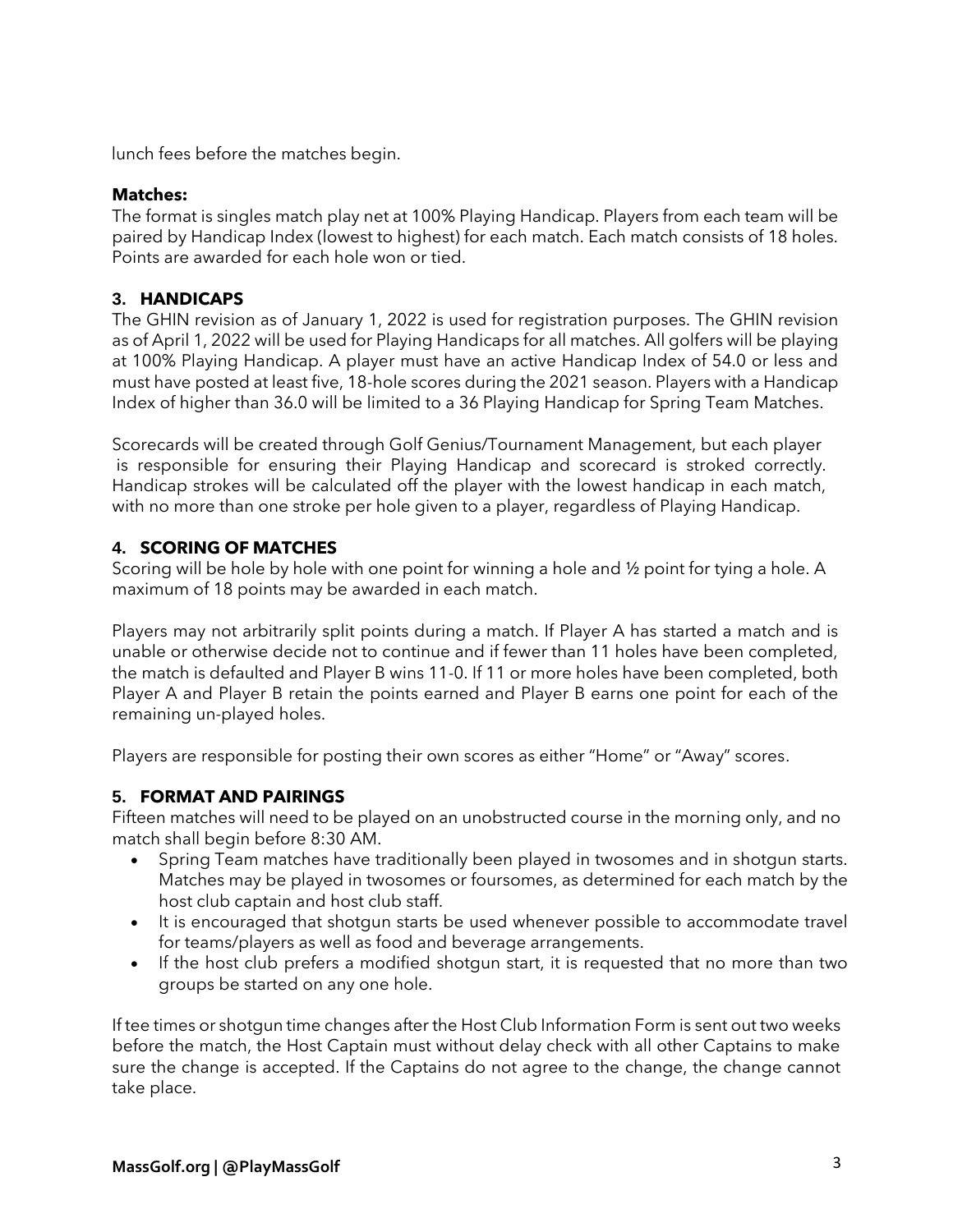lunch fees before the matches begin.

**Matches:**

The format is singles match play net at 100% Playing Handicap. Players from each team will be paired by Handicap Index (lowest to highest) for each match. Each match consists of 18 holes. Points are awarded for each hole won or tied.

## 3. HANDICAPS

The GHIN revision as of January 1, 2022 is used for registration purposes. The GHIN revision as of April 1, 2022 will be used for Playing Handicaps for all matches. All golfers will be playing at 100% Playing Handicap. A player must have an active Handicap Index of 54.0 or less and must have posted at least five, 18-hole scores during the 2021 season. Players with a Handicap Index of higher than 36.0 will be limited to a 36 Playing Handicap for Spring Team Matches.

Scorecards will be created through Golf Genius/Tournament Management, but each player is responsible for ensuring their Playing Handicap and scorecard is stroked correctly. Handicap strokes will be calculated off the player with the lowest handicap in each match, with no more than one stroke per hole given to a player, regardless of Playing Handicap.

## 4. SCORING OF MATCHES

Scoring will be hole by hole with one point for winning a hole and ½ point for tying a hole. A maximum of 18 points may be awarded in each match.

Players may not arbitrarily split points during a match. If Player A has started a match and is unable or otherwise decide not to continue and if fewer than 11 holes have been completed, the match is defaulted and Player B wins 11-0. If 11 or more holes have been completed, both Player A and Player B retain the points earned and Player B earns one point for each of the remaining un-played holes.

Players are responsible for posting their own scores as either "Home" or "Away" scores.

## 5. FORMAT AND PAIRINGS

Fifteen matches will need to be played on an unobstructed course in the morning only, and no match shall begin before 8:30 AM.

- Spring Team matches have traditionally been played in twosomes and in shotgun starts. Matches may be played in twosomes or foursomes, as determined for each match by the host club captain and host club staff.
- It is encouraged that shotgun starts be used whenever possible to accommodate travel for teams/players as well as food and beverage arrangements.
- If the host club prefers a modified shotgun start, it is requested that no more than two groups be started on any one hole.

If tee times or shotgun time changes after the Host Club Information Form is sent out two weeks before the match, the Host Captain must without delay check with all other Captains to make sure the change is accepted. If the Captains do not agree to the change, the change cannot take place.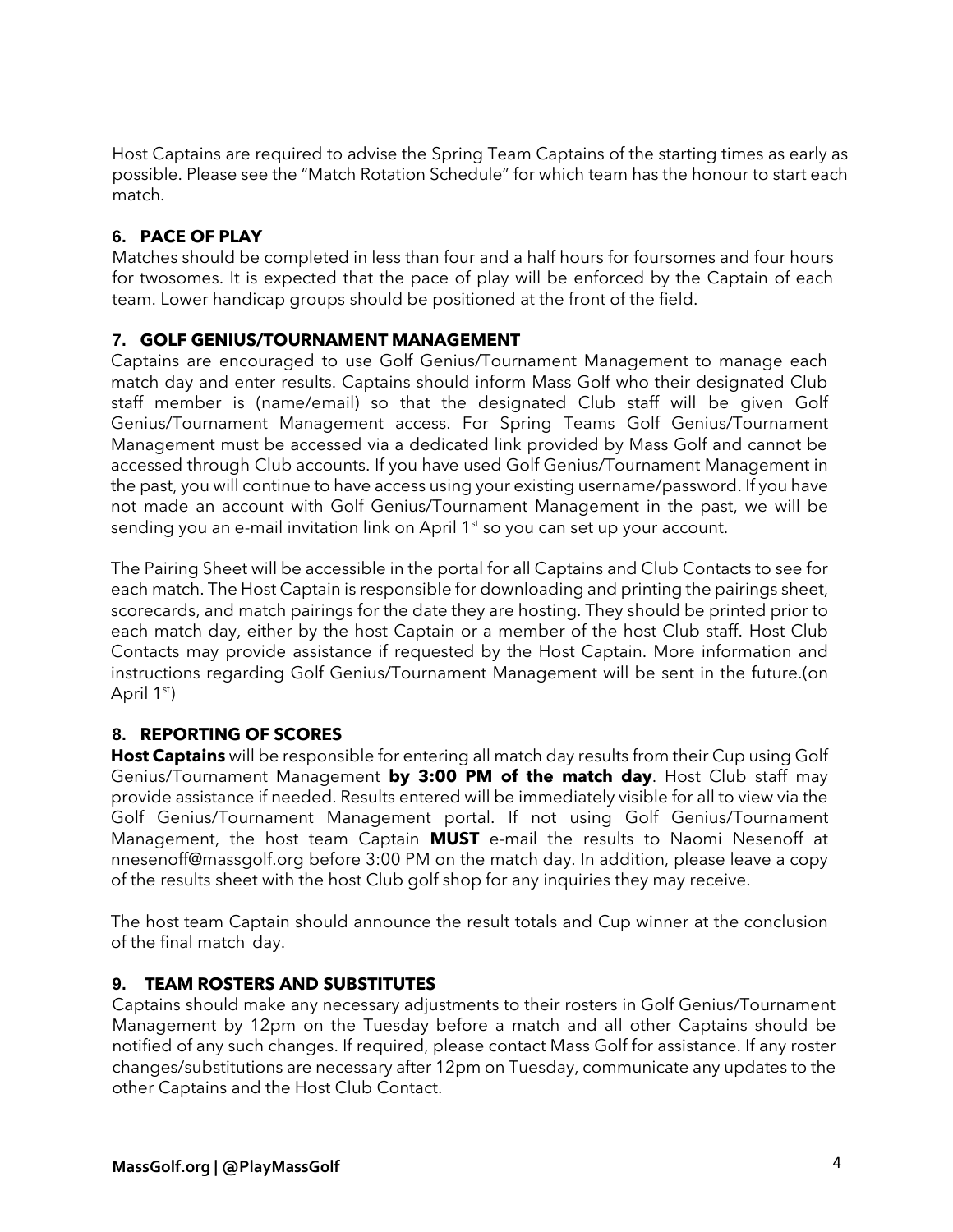Host Captains are required to advise the Spring Team Captains of the starting times as early as possible. Please see the "Match Rotation Schedule" for which team has the honour to start each match.

### 6. PACE OF PLAY

Matches should be completed in less than four and a half hours for foursomes and four hours for twosomes. It is expected that the pace of play will be enforced by the Captain of each team. Lower handicap groups should be positioned at the front of the field.

### 7. GOLF GENIUS/TOURNAMENT MANAGEMENT

Captains are encouraged to use Golf Genius/Tournament Management to manage each match day and enter results. Captains should inform Mass Golf who their designated Club staff member is (name/email) so that the designated Club staff will be given Golf Genius/Tournament Management access. For Spring Teams Golf Genius/Tournament Management must be accessed via a dedicated link provided by Mass Golf and cannot be accessed through Club accounts. If you have used Golf Genius/Tournament Management in the past, you will continue to have access using your existing username/password. If you have not made an account with Golf Genius/Tournament Management in the past, we will be sending you an e-mail invitation link on April 1st so you can set up your account.

The Pairing Sheet will be accessible in the portal for all Captains and Club Contacts to see for each match. The Host Captain is responsible for downloading and printing the pairings sheet, scorecards, and match pairings for the date they are hosting. They should be printed prior to each match day, either by the host Captain or a member of the host Club staff. Host Club Contacts may provide assistance if requested by the Host Captain. More information and instructions regarding Golf Genius/Tournament Management will be sent in the future.(on April 1st)

### 8. REPORTING OF SCORES

**Host Captains** will be responsible for entering all match day results from their Cup using Golf Genius/Tournament Management **by 3:00 PM of the match day**. Host Club staff may provide assistance if needed. Results entered will be immediately visible for all to view via the Golf Genius/Tournament Management portal. If not using Golf Genius/Tournament Management, the host team Captain **MUST** e-mail the results to Naomi Nesenoff at nnesenoff@massgolf.org before 3:00 PM on the match day. In addition, please leave a copy of the results sheet with the host Club golf shop for any inquiries they may receive.

The host team Captain should announce the result totals and Cup winner at the conclusion of the final match day.

### 9. TEAM ROSTERS AND SUBSTITUTES

Captains should make any necessary adjustments to their rosters in Golf Genius/Tournament Management by 12pm on the Tuesday before a match and all other Captains should be notified of any such changes. If required, please contact Mass Golf for assistance. If any roster changes/substitutions are necessary after 12pm on Tuesday, communicate any updates to the other Captains and the Host Club Contact.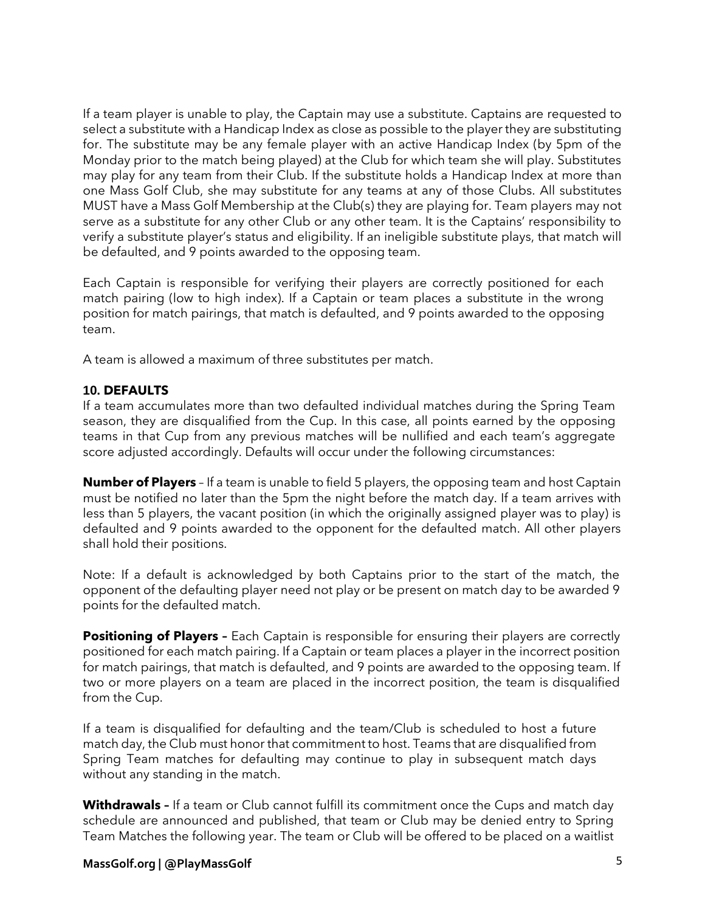If a team player is unable to play, the Captain may use a substitute. Captains are requested to select a substitute with a Handicap Index as close as possible to the player they are substituting for. The substitute may be any female player with an active Handicap Index (by 5pm of the Monday prior to the match being played) at the Club for which team she will play. Substitutes may play for any team from their Club. If the substitute holds a Handicap Index at more than one Mass Golf Club, she may substitute for any teams at any of those Clubs. All substitutes MUST have a Mass Golf Membership at the Club(s) they are playing for. Team players may not serve as a substitute for any other Club or any other team. It is the Captains' responsibility to verify a substitute player's status and eligibility. If an ineligible substitute plays, that match will be defaulted, and 9 points awarded to the opposing team.

Each Captain is responsible for verifying their players are correctly positioned for each match pairing (low to high index). If a Captain or team places a substitute in the wrong position for match pairings, that match is defaulted, and 9 points awarded to the opposing team.

A team is allowed a maximum of three substitutes per match.

**10. DEFAULTS**

If a team accumulates more than two defaulted individual matches during the Spring Team season, they are disqualified from the Cup. In this case, all points earned by the opposing teams in that Cup from any previous matches will be nullified and each team's aggregate score adjusted accordingly. Defaults will occur under the following circumstances:

**Number of Players** – If a team is unable to field 5 players, the opposing team and host Captain must be notified no later than the 5pm the night before the match day. If a team arrives with less than 5 players, the vacant position (in which the originally assigned player was to play) is defaulted and 9 points awarded to the opponent for the defaulted match. All other players shall hold their positions.

Note: If a default is acknowledged by both Captains prior to the start of the match, the opponent of the defaulting player need not play or be present on match day to be awarded 9 points for the defaulted match.

**Positioning of Players –** Each Captain is responsible for ensuring their players are correctly positioned for each match pairing. If a Captain or team places a player in the incorrect position for match pairings, that match is defaulted, and 9 points are awarded to the opposing team. If two or more players on a team are placed in the incorrect position, the team is disqualified from the Cup.

If a team is disqualified for defaulting and the team/Club is scheduled to host a future match day, the Club must honor that commitment to host. Teams that are disqualified from Spring Team matches for defaulting may continue to play in subsequent match days without any standing in the match.

**Withdrawals –** If a team or Club cannot fulfill its commitment once the Cups and match day schedule are announced and published, that team or Club may be denied entry to Spring Team Matches the following year. The team or Club will be offered to be placed on a waitlist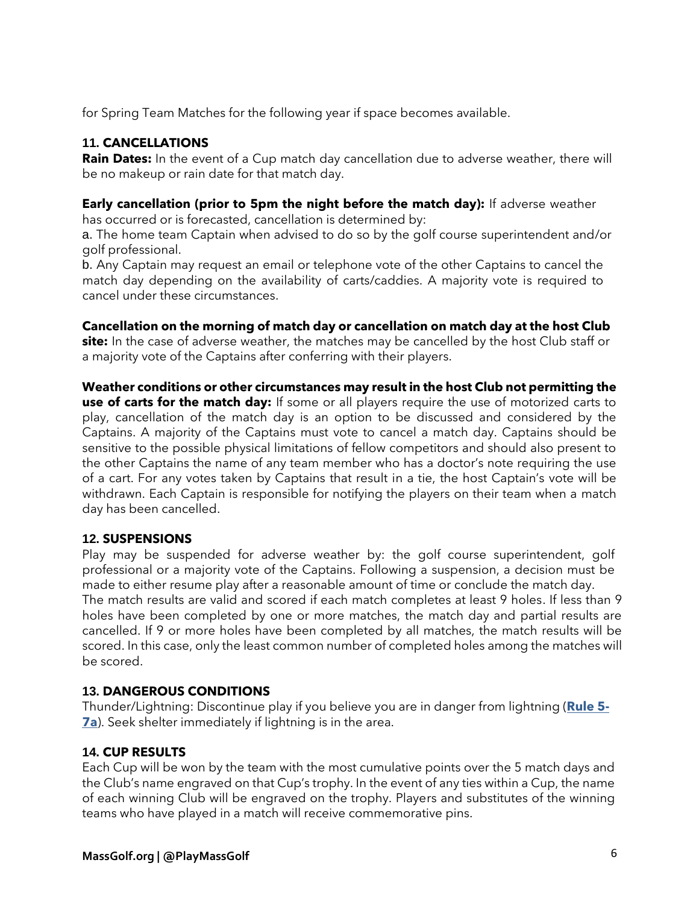for Spring Team Matches for the following year if space becomes available.

## 11. CANCELLATIONS

**Rain Dates:** In the event of a Cup match day cancellation due to adverse weather, there will be no makeup or rain date for that match day.

**Early cancellation (prior to 5pm the night before the match day):** If adverse weather has occurred or is forecasted, cancellation is determined by:

a. The home team Captain when advised to do so by the golf course superintendent and/or golf professional.

b. Any Captain may request an email or telephone vote of the other Captains to cancel the match day depending on the availability of carts/caddies. A majority vote is required to cancel under these circumstances.

**Cancellation on the morning of match day or cancellation on match day at the host Club site:** In the case of adverse weather, the matches may be cancelled by the host Club staff or a majority vote of the Captains after conferring with their players.

**Weather conditions or other circumstances may result in the host Club not permitting the use of carts for the match day:** If some or all players require the use of motorized carts to play, cancellation of the match day is an option to be discussed and considered by the Captains. A majority of the Captains must vote to cancel a match day. Captains should be sensitive to the possible physical limitations of fellow competitors and should also present to the other Captains the name of any team member who has a doctor's note requiring the use of a cart. For any votes taken by Captains that result in a tie, the host Captain's vote will be withdrawn. Each Captain is responsible for notifying the players on their team when a match day has been cancelled.

## 12. SUSPENSIONS

Play may be suspended for adverse weather by: the golf course superintendent, golf professional or a majority vote of the Captains. Following a suspension, a decision must be made to either resume play after a reasonable amount of time or conclude the match day.
The match results are valid and scored if each match completes at least 9 holes. If less than 9 holes have been completed by one or more matches, the match day and partial results are cancelled. If 9 or more holes have been completed by all matches, the match results will be scored. In this case, only the least common number of completed holes among the matches will be scored.

## 13. DANGEROUS CONDITIONS

Thunder/Lightning: Discontinue play if you believe you are in danger from lightning (**Rule 5-7a**). Seek shelter immediately if lightning is in the area.

## 14. CUP RESULTS

Each Cup will be won by the team with the most cumulative points over the 5 match days and the Club's name engraved on that Cup's trophy. In the event of any ties within a Cup, the name of each winning Club will be engraved on the trophy. Players and substitutes of the winning teams who have played in a match will receive commemorative pins.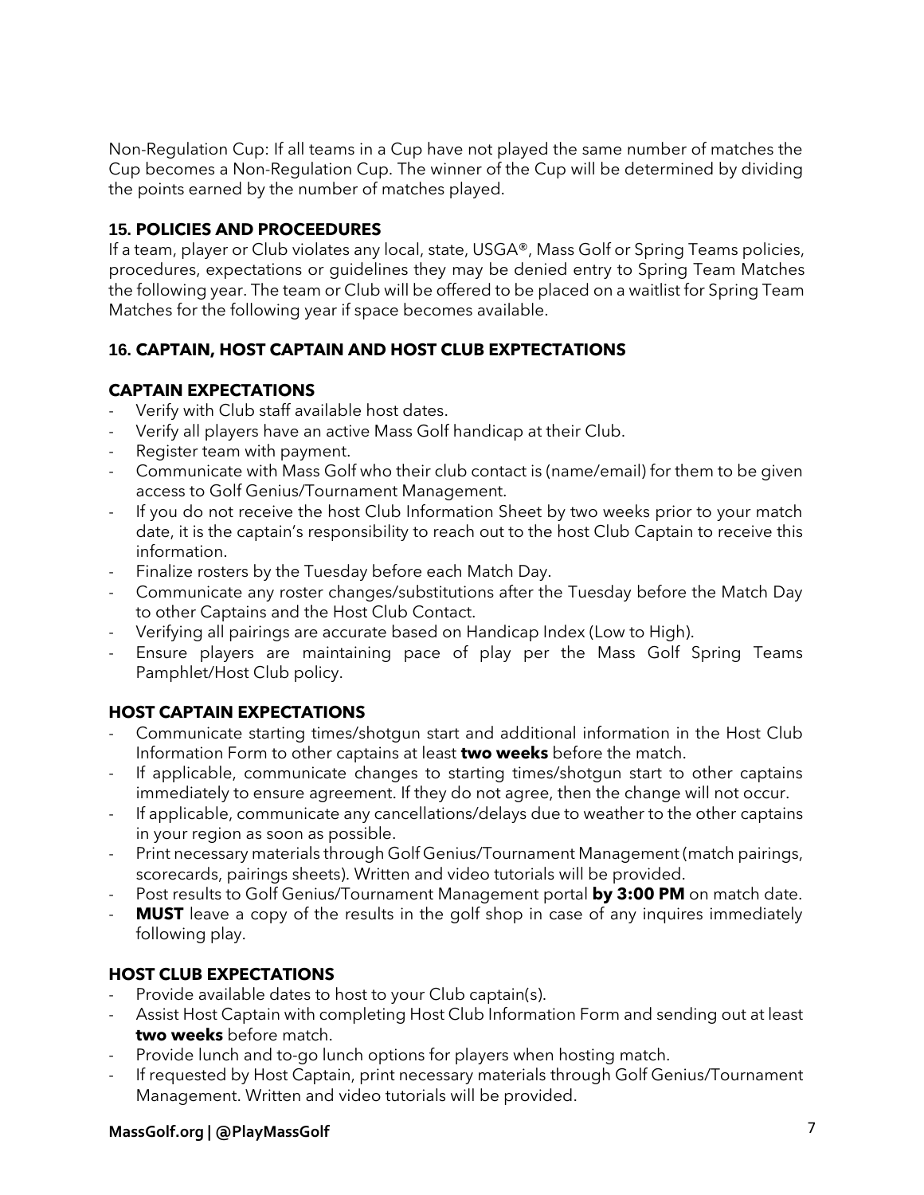Non-Regulation Cup: If all teams in a Cup have not played the same number of matches the Cup becomes a Non-Regulation Cup. The winner of the Cup will be determined by dividing the points earned by the number of matches played.

### 15. POLICIES AND PROCEEDURES

If a team, player or Club violates any local, state, USGA®, Mass Golf or Spring Teams policies, procedures, expectations or guidelines they may be denied entry to Spring Team Matches the following year. The team or Club will be offered to be placed on a waitlist for Spring Team Matches for the following year if space becomes available.

### 16. CAPTAIN, HOST CAPTAIN AND HOST CLUB EXPTECTATIONS

#### CAPTAIN EXPECTATIONS

- Verify with Club staff available host dates.
- Verify all players have an active Mass Golf handicap at their Club.
- Register team with payment.
- Communicate with Mass Golf who their club contact is (name/email) for them to be given access to Golf Genius/Tournament Management.
- If you do not receive the host Club Information Sheet by two weeks prior to your match date, it is the captain's responsibility to reach out to the host Club Captain to receive this information.
- Finalize rosters by the Tuesday before each Match Day.
- Communicate any roster changes/substitutions after the Tuesday before the Match Day to other Captains and the Host Club Contact.
- Verifying all pairings are accurate based on Handicap Index (Low to High).
- Ensure players are maintaining pace of play per the Mass Golf Spring Teams Pamphlet/Host Club policy.

#### HOST CAPTAIN EXPECTATIONS

- Communicate starting times/shotgun start and additional information in the Host Club Information Form to other captains at least **two weeks** before the match.
- If applicable, communicate changes to starting times/shotgun start to other captains immediately to ensure agreement. If they do not agree, then the change will not occur.
- If applicable, communicate any cancellations/delays due to weather to the other captains in your region as soon as possible.
- Print necessary materials through Golf Genius/Tournament Management (match pairings, scorecards, pairings sheets). Written and video tutorials will be provided.
- Post results to Golf Genius/Tournament Management portal **by 3:00 PM** on match date.
- **MUST** leave a copy of the results in the golf shop in case of any inquires immediately following play.

#### HOST CLUB EXPECTATIONS

- Provide available dates to host to your Club captain(s).
- Assist Host Captain with completing Host Club Information Form and sending out at least **two weeks** before match.
- Provide lunch and to-go lunch options for players when hosting match.
- If requested by Host Captain, print necessary materials through Golf Genius/Tournament Management. Written and video tutorials will be provided.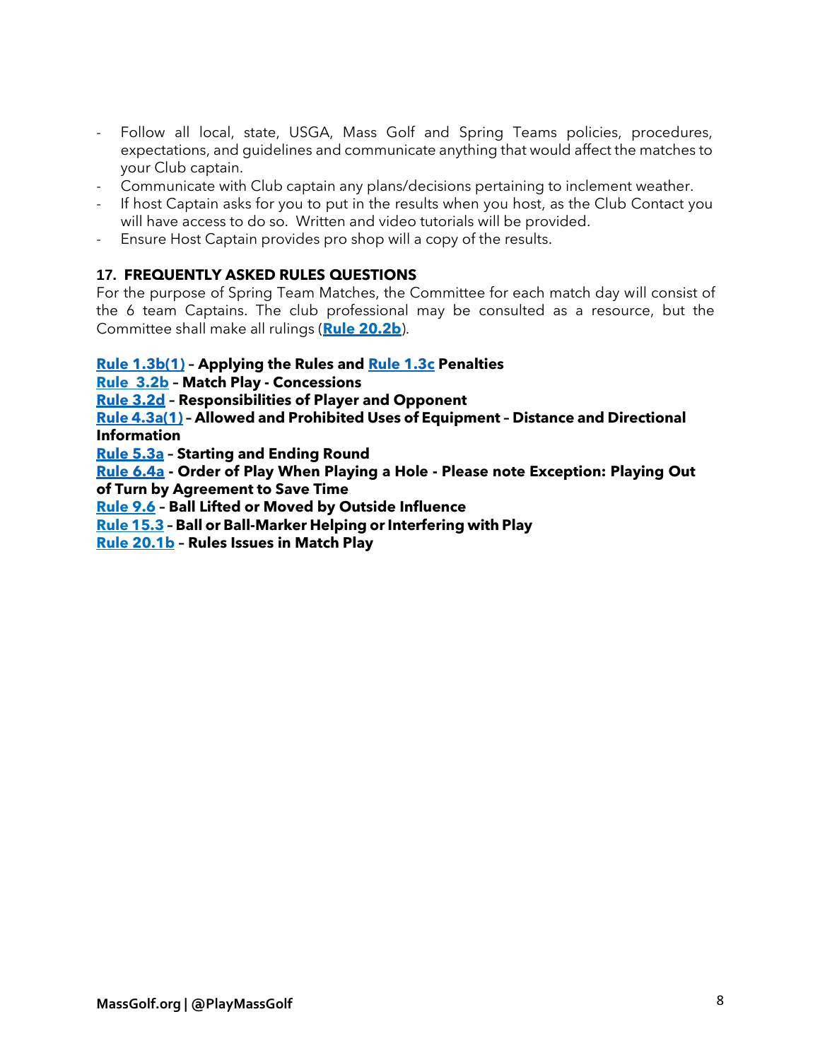- Follow all local, state, USGA, Mass Golf and Spring Teams policies, procedures, expectations, and guidelines and communicate anything that would affect the matches to your Club captain.
- Communicate with Club captain any plans/decisions pertaining to inclement weather.
- If host Captain asks for you to put in the results when you host, as the Club Contact you will have access to do so. Written and video tutorials will be provided.
- Ensure Host Captain provides pro shop will a copy of the results.

### 17. FREQUENTLY ASKED RULES QUESTIONS

For the purpose of Spring Team Matches, the Committee for each match day will consist of the 6 team Captains. The club professional may be consulted as a resource, but the Committee shall make all rulings (**Rule 20.2b**).

**Rule 1.3b(1) – Applying the Rules and Rule 1.3c Penalties**
**Rule 3.2b – Match Play - Concessions**
**Rule 3.2d – Responsibilities of Player and Opponent**
**Rule 4.3a(1) – Allowed and Prohibited Uses of Equipment – Distance and Directional Information**
**Rule 5.3a – Starting and Ending Round**
**Rule 6.4a - Order of Play When Playing a Hole - Please note Exception: Playing Out of Turn by Agreement to Save Time**
**Rule 9.6 – Ball Lifted or Moved by Outside Influence**
**Rule 15.3 – Ball or Ball-Marker Helping or Interfering with Play**
**Rule 20.1b – Rules Issues in Match Play**

**MassGolf.org | @PlayMassGolf**